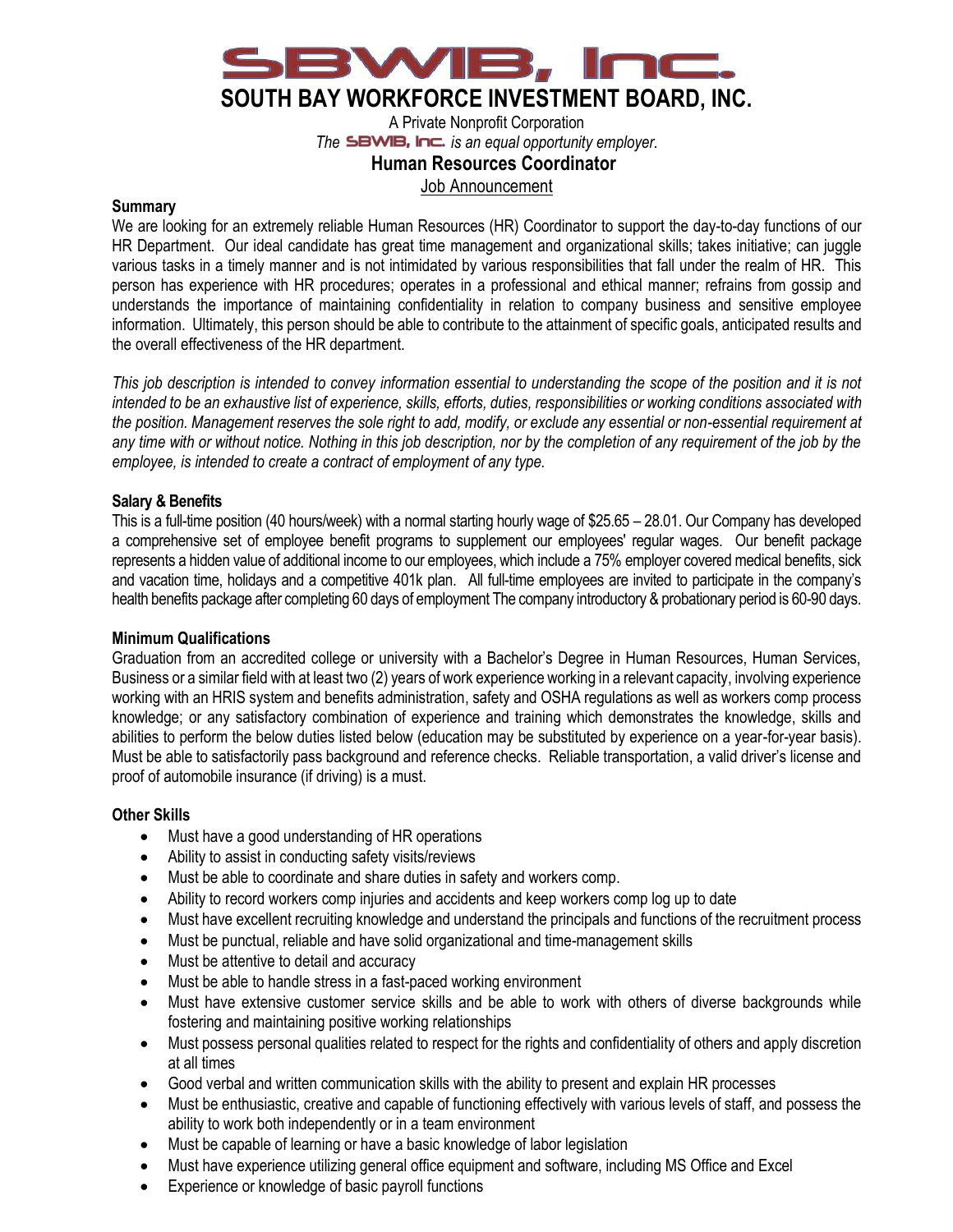# SBWIB, Inc.

# SOUTH BAY WORKFORCE INVESTMENT BOARD, INC.

A Private Nonprofit Corporation

*The SBWIB, Inc. is an equal opportunity employer.*

## Human Resources Coordinator

Job Announcement

### Summary

We are looking for an extremely reliable Human Resources (HR) Coordinator to support the day-to-day functions of our HR Department. Our ideal candidate has great time management and organizational skills; takes initiative; can juggle various tasks in a timely manner and is not intimidated by various responsibilities that fall under the realm of HR. This person has experience with HR procedures; operates in a professional and ethical manner; refrains from gossip and understands the importance of maintaining confidentiality in relation to company business and sensitive employee information. Ultimately, this person should be able to contribute to the attainment of specific goals, anticipated results and the overall effectiveness of the HR department.

*This job description is intended to convey information essential to understanding the scope of the position and it is not intended to be an exhaustive list of experience, skills, efforts, duties, responsibilities or working conditions associated with the position. Management reserves the sole right to add, modify, or exclude any essential or non-essential requirement at any time with or without notice. Nothing in this job description, nor by the completion of any requirement of the job by the employee, is intended to create a contract of employment of any type.*

### Salary & Benefits

This is a full-time position (40 hours/week) with a normal starting hourly wage of $25.65 – 28.01. Our Company has developed a comprehensive set of employee benefit programs to supplement our employees' regular wages. Our benefit package represents a hidden value of additional income to our employees, which include a 75% employer covered medical benefits, sick and vacation time, holidays and a competitive 401k plan. All full-time employees are invited to participate in the company's health benefits package after completing 60 days of employment The company introductory & probationary period is 60-90 days.

### Minimum Qualifications

Graduation from an accredited college or university with a Bachelor's Degree in Human Resources, Human Services, Business or a similar field with at least two (2) years of work experience working in a relevant capacity, involving experience working with an HRIS system and benefits administration, safety and OSHA regulations as well as workers comp process knowledge; or any satisfactory combination of experience and training which demonstrates the knowledge, skills and abilities to perform the below duties listed below (education may be substituted by experience on a year-for-year basis). Must be able to satisfactorily pass background and reference checks. Reliable transportation, a valid driver's license and proof of automobile insurance (if driving) is a must.

### Other Skills

- Must have a good understanding of HR operations
- Ability to assist in conducting safety visits/reviews
- Must be able to coordinate and share duties in safety and workers comp.
- Ability to record workers comp injuries and accidents and keep workers comp log up to date
- Must have excellent recruiting knowledge and understand the principals and functions of the recruitment process
- Must be punctual, reliable and have solid organizational and time-management skills
- Must be attentive to detail and accuracy
- Must be able to handle stress in a fast-paced working environment
- Must have extensive customer service skills and be able to work with others of diverse backgrounds while fostering and maintaining positive working relationships
- Must possess personal qualities related to respect for the rights and confidentiality of others and apply discretion at all times
- Good verbal and written communication skills with the ability to present and explain HR processes
- Must be enthusiastic, creative and capable of functioning effectively with various levels of staff, and possess the ability to work both independently or in a team environment
- Must be capable of learning or have a basic knowledge of labor legislation
- Must have experience utilizing general office equipment and software, including MS Office and Excel
- Experience or knowledge of basic payroll functions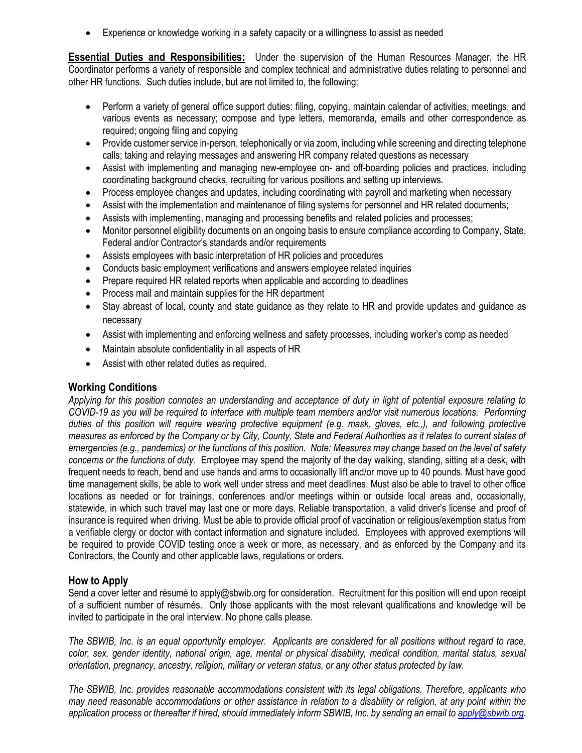- Experience or knowledge working in a safety capacity or a willingness to assist as needed

**Essential Duties and Responsibilities:** Under the supervision of the Human Resources Manager, the HR Coordinator performs a variety of responsible and complex technical and administrative duties relating to personnel and other HR functions. Such duties include, but are not limited to, the following:

- Perform a variety of general office support duties: filing, copying, maintain calendar of activities, meetings, and various events as necessary; compose and type letters, memoranda, emails and other correspondence as required; ongoing filing and copying
- Provide customer service in-person, telephonically or via zoom, including while screening and directing telephone calls; taking and relaying messages and answering HR company related questions as necessary
- Assist with implementing and managing new-employee on- and off-boarding policies and practices, including coordinating background checks, recruiting for various positions and setting up interviews.
- Process employee changes and updates, including coordinating with payroll and marketing when necessary
- Assist with the implementation and maintenance of filing systems for personnel and HR related documents;
- Assists with implementing, managing and processing benefits and related policies and processes;
- Monitor personnel eligibility documents on an ongoing basis to ensure compliance according to Company, State, Federal and/or Contractor's standards and/or requirements
- Assists employees with basic interpretation of HR policies and procedures
- Conducts basic employment verifications and answers employee related inquiries
- Prepare required HR related reports when applicable and according to deadlines
- Process mail and maintain supplies for the HR department
- Stay abreast of local, county and state guidance as they relate to HR and provide updates and guidance as necessary
- Assist with implementing and enforcing wellness and safety processes, including worker's comp as needed
- Maintain absolute confidentiality in all aspects of HR
- Assist with other related duties as required.

## Working Conditions

*Applying for this position connotes an understanding and acceptance of duty in light of potential exposure relating to COVID-19 as you will be required to interface with multiple team members and/or visit numerous locations. Performing duties of this position will require wearing protective equipment (e.g. mask, gloves, etc.,), and following protective measures as enforced by the Company or by City, County, State and Federal Authorities as it relates to current states of emergencies (e.g., pandemics) or the functions of this position. Note: Measures may change based on the level of safety concerns or the functions of duty*. Employee may spend the majority of the day walking, standing, sitting at a desk, with frequent needs to reach, bend and use hands and arms to occasionally lift and/or move up to 40 pounds. Must have good time management skills, be able to work well under stress and meet deadlines. Must also be able to travel to other office locations as needed or for trainings, conferences and/or meetings within or outside local areas and, occasionally, statewide, in which such travel may last one or more days. Reliable transportation, a valid driver's license and proof of insurance is required when driving. Must be able to provide official proof of vaccination or religious/exemption status from a verifiable clergy or doctor with contact information and signature included. Employees with approved exemptions will be required to provide COVID testing once a week or more, as necessary, and as enforced by the Company and its Contractors, the County and other applicable laws, regulations or orders.

## How to Apply

Send a cover letter and résumé to apply@sbwib.org for consideration. Recruitment for this position will end upon receipt of a sufficient number of résumés. Only those applicants with the most relevant qualifications and knowledge will be invited to participate in the oral interview. No phone calls please.

*The SBWIB, Inc. is an equal opportunity employer. Applicants are considered for all positions without regard to race, color, sex, gender identity, national origin, age, mental or physical disability, medical condition, marital status, sexual orientation, pregnancy, ancestry, religion, military or veteran status, or any other status protected by law.*

*The SBWIB, Inc. provides reasonable accommodations consistent with its legal obligations. Therefore, applicants who may need reasonable accommodations or other assistance in relation to a disability or religion, at any point within the application process or thereafter if hired, should immediately inform SBWIB, Inc. by sending an email to apply@sbwib.org.*